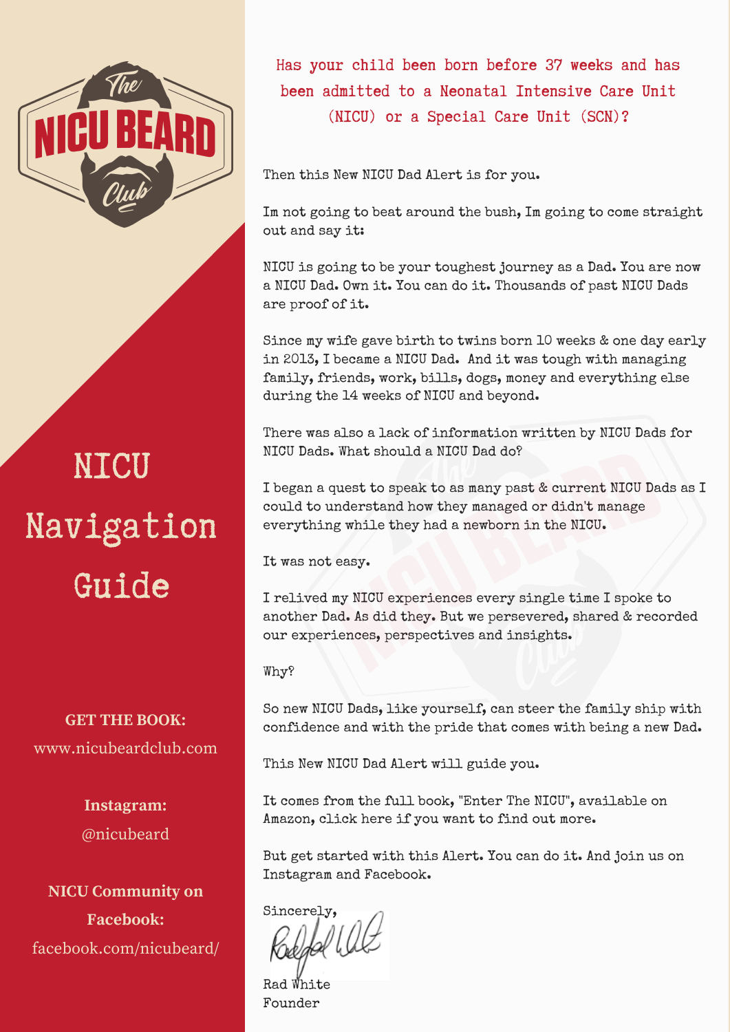# NICU Navigation Guide

**GET THE BOOK:**
www.nicubeardclub.com

**Instagram:**
@nicubeard

**NICU Community on Facebook:**
facebook.com/nicubeard/

## Has your child been born before 37 weeks and has been admitted to a Neonatal Intensive Care Unit (NICU) or a Special Care Unit (SCN)?

Then this New NICU Dad Alert is for you.

Im not going to beat around the bush, Im going to come straight out and say it:

NICU is going to be your toughest journey as a Dad. You are now a NICU Dad. Own it. You can do it. Thousands of past NICU Dads are proof of it.

Since my wife gave birth to twins born 10 weeks & one day early in 2013, I became a NICU Dad. And it was tough with managing family, friends, work, bills, dogs, money and everything else during the 14 weeks of NICU and beyond.

There was also a lack of information written by NICU Dads for NICU Dads. What should a NICU Dad do?

I began a quest to speak to as many past & current NICU Dads as I could to understand how they managed or didn't manage everything while they had a newborn in the NICU.

It was not easy.

I relived my NICU experiences every single time I spoke to another Dad. As did they. But we persevered, shared & recorded our experiences, perspectives and insights.

Why?

So new NICU Dads, like yourself, can steer the family ship with confidence and with the pride that comes with being a new Dad.

This New NICU Dad Alert will guide you.

It comes from the full book, "Enter The NICU", available on Amazon, click here if you want to find out more.

But get started with this Alert. You can do it. And join us on Instagram and Facebook.

Sincerely,

Rad White
Founder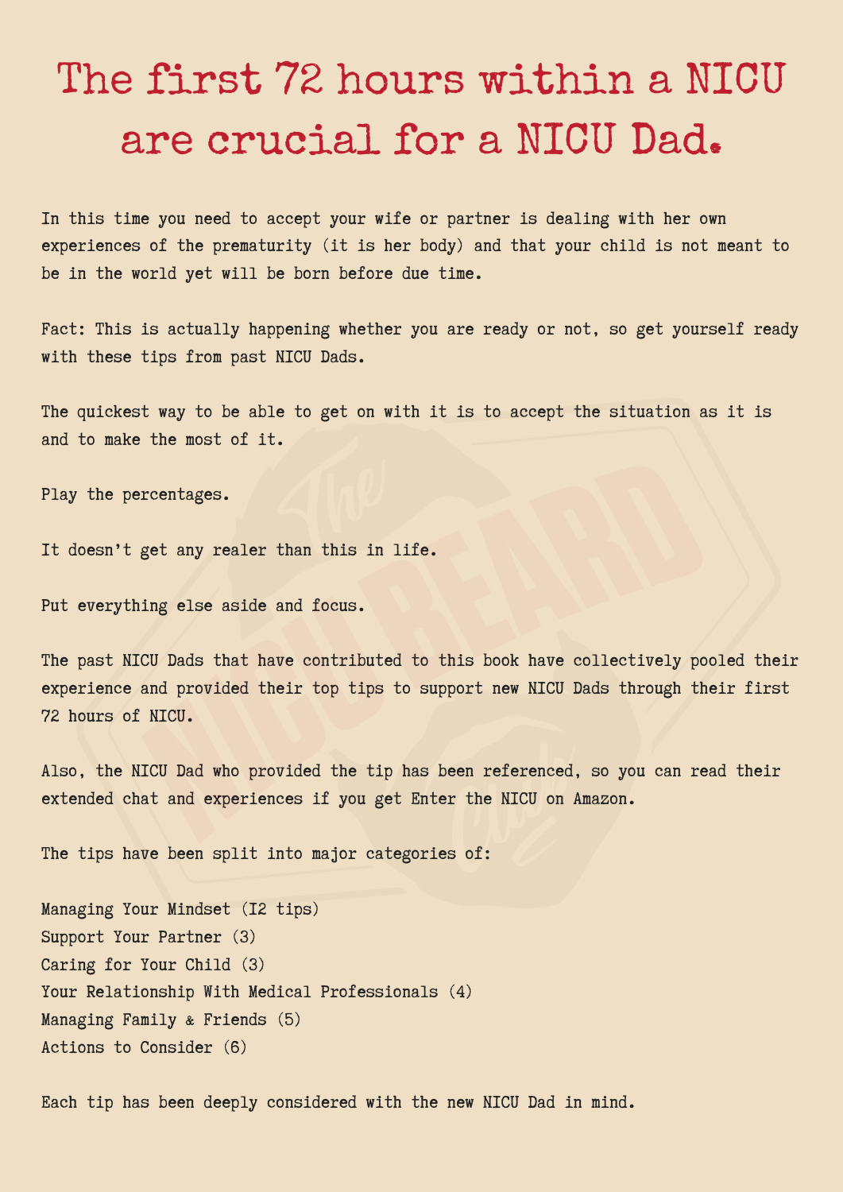# The first 72 hours within a NICU are crucial for a NICU Dad.

In this time you need to accept your wife or partner is dealing with her own experiences of the prematurity (it is her body) and that your child is not meant to be in the world yet will be born before due time.

Fact: This is actually happening whether you are ready or not, so get yourself ready with these tips from past NICU Dads.

The quickest way to be able to get on with it is to accept the situation as it is and to make the most of it.

Play the percentages.

It doesn't get any realer than this in life.

Put everything else aside and focus.

The past NICU Dads that have contributed to this book have collectively pooled their experience and provided their top tips to support new NICU Dads through their first 72 hours of NICU.

Also, the NICU Dad who provided the tip has been referenced, so you can read their extended chat and experiences if you get Enter the NICU on Amazon.

The tips have been split into major categories of:

Managing Your Mindset (12 tips)
Support Your Partner (3)
Caring for Your Child (3)
Your Relationship With Medical Professionals (4)
Managing Family & Friends (5)
Actions to Consider (6)

Each tip has been deeply considered with the new NICU Dad in mind.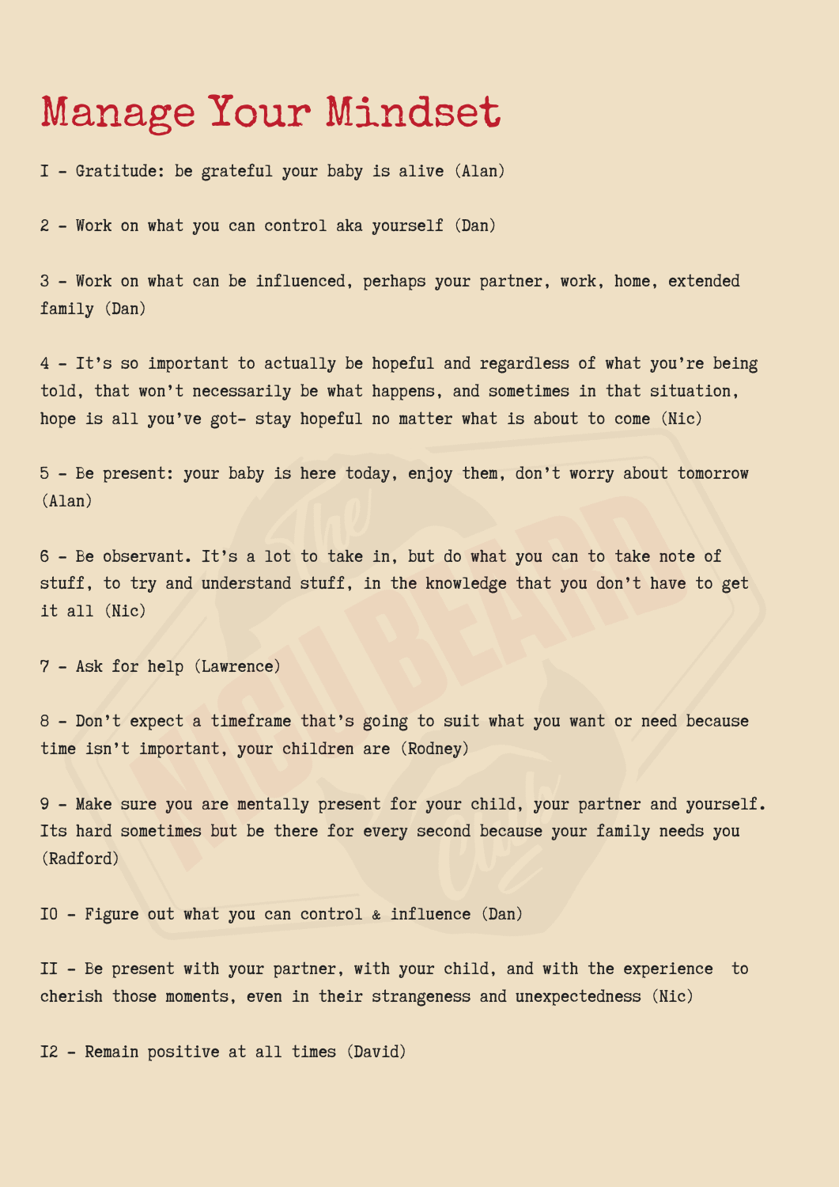# Manage Your Mindset

I - Gratitude: be grateful your baby is alive (Alan)

2 - Work on what you can control aka yourself (Dan)

3 - Work on what can be influenced, perhaps your partner, work, home, extended family (Dan)

4 - It's so important to actually be hopeful and regardless of what you're being told, that won't necessarily be what happens, and sometimes in that situation, hope is all you've got- stay hopeful no matter what is about to come (Nic)

5 - Be present: your baby is here today, enjoy them, don't worry about tomorrow (Alan)

6 - Be observant. It's a lot to take in, but do what you can to take note of stuff, to try and understand stuff, in the knowledge that you don't have to get it all (Nic)

7 - Ask for help (Lawrence)

8 - Don't expect a timeframe that's going to suit what you want or need because time isn't important, your children are (Rodney)

9 - Make sure you are mentally present for your child, your partner and yourself. Its hard sometimes but be there for every second because your family needs you (Radford)

I0 - Figure out what you can control & influence (Dan)

II - Be present with your partner, with your child, and with the experience to cherish those moments, even in their strangeness and unexpectedness (Nic)

I2 - Remain positive at all times (David)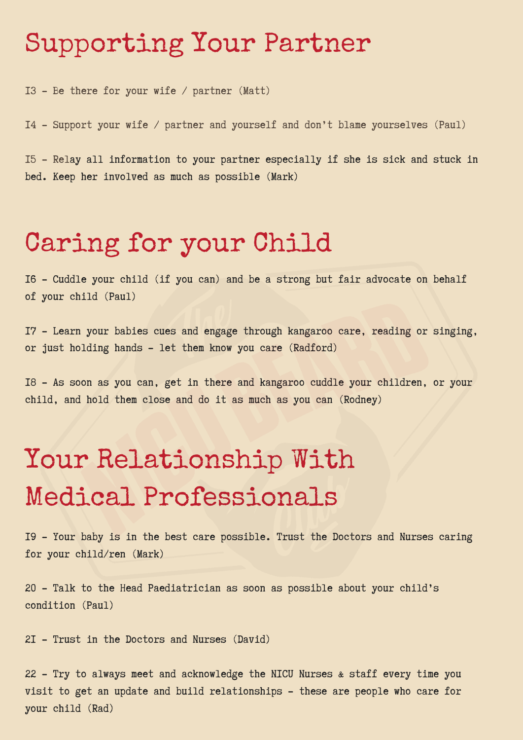# Supporting Your Partner

13 - Be there for your wife / partner (Matt)

14 - Support your wife / partner and yourself and don't blame yourselves (Paul)

15 - Relay all information to your partner especially if she is sick and stuck in bed. Keep her involved as much as possible (Mark)

# Caring for your Child

16 - Cuddle your child (if you can) and be a strong but fair advocate on behalf of your child (Paul)

17 - Learn your babies cues and engage through kangaroo care, reading or singing, or just holding hands - let them know you care (Radford)

18 - As soon as you can, get in there and kangaroo cuddle your children, or your child, and hold them close and do it as much as you can (Rodney)

# Your Relationship With Medical Professionals

19 - Your baby is in the best care possible. Trust the Doctors and Nurses caring for your child/ren (Mark)

20 - Talk to the Head Paediatrician as soon as possible about your child's condition (Paul)

21 - Trust in the Doctors and Nurses (David)

22 - Try to always meet and acknowledge the NICU Nurses & staff every time you visit to get an update and build relationships - these are people who care for your child (Rad)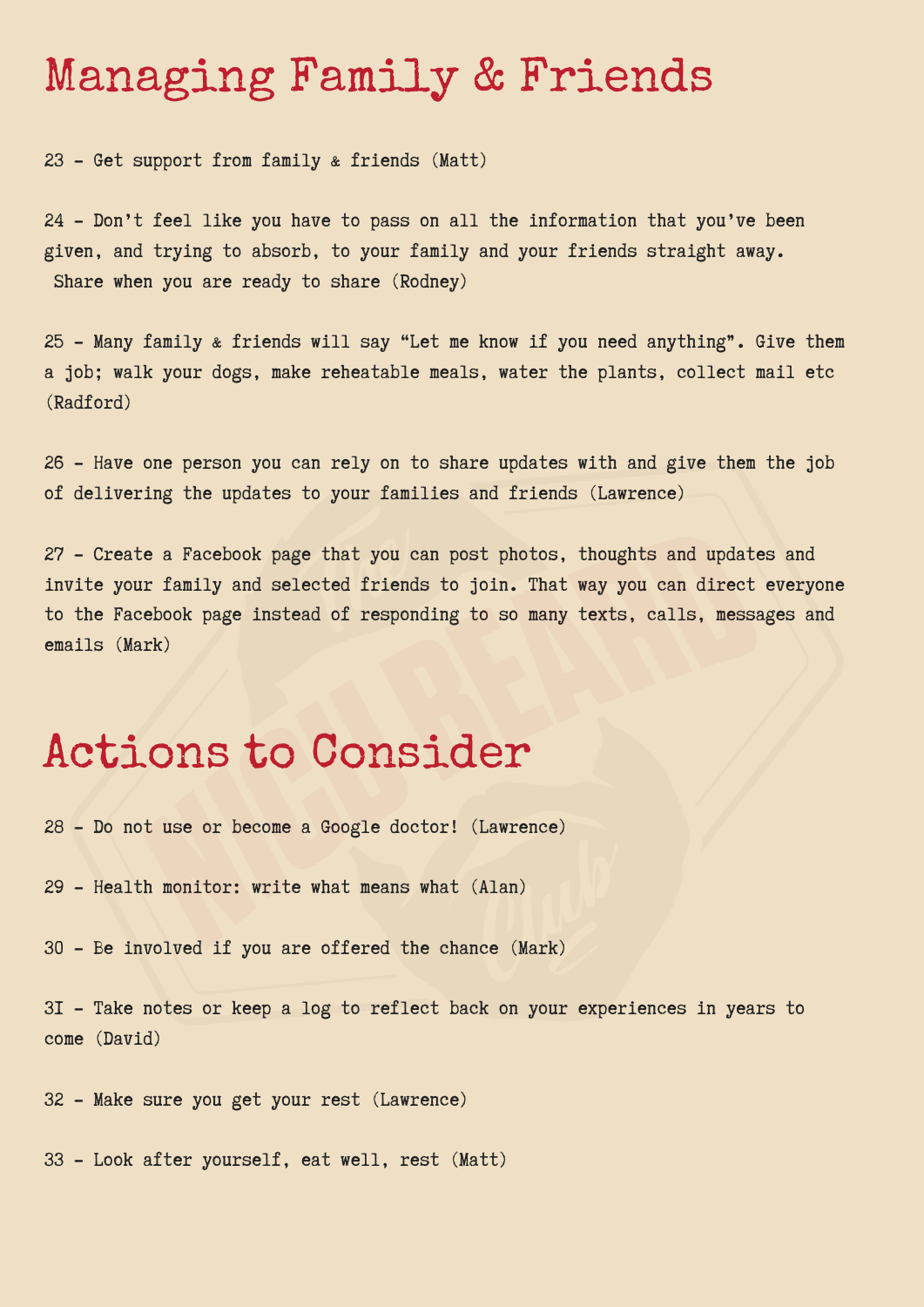# Managing Family & Friends

23 - Get support from family & friends (Matt)

24 - Don't feel like you have to pass on all the information that you've been given, and trying to absorb, to your family and your friends straight away. Share when you are ready to share (Rodney)

25 - Many family & friends will say "Let me know if you need anything". Give them a job; walk your dogs, make reheatable meals, water the plants, collect mail etc (Radford)

26 - Have one person you can rely on to share updates with and give them the job of delivering the updates to your families and friends (Lawrence)

27 - Create a Facebook page that you can post photos, thoughts and updates and invite your family and selected friends to join. That way you can direct everyone to the Facebook page instead of responding to so many texts, calls, messages and emails (Mark)

# Actions to Consider

28 - Do not use or become a Google doctor! (Lawrence)

29 - Health monitor: write what means what (Alan)

30 - Be involved if you are offered the chance (Mark)

31 - Take notes or keep a log to reflect back on your experiences in years to come (David)

32 - Make sure you get your rest (Lawrence)

33 - Look after yourself, eat well, rest (Matt)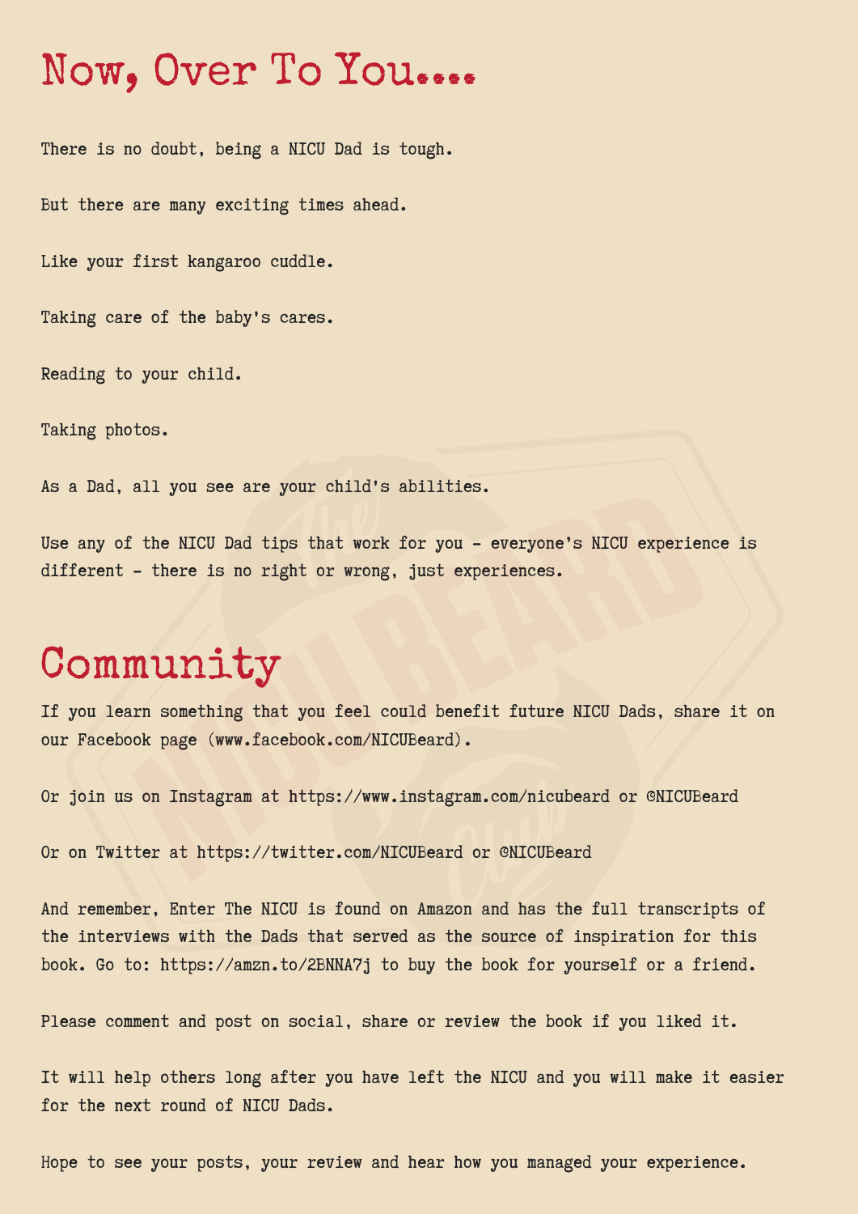# Now, Over To You....

There is no doubt, being a NICU Dad is tough.

But there are many exciting times ahead.

Like your first kangaroo cuddle.

Taking care of the baby's cares.

Reading to your child.

Taking photos.

As a Dad, all you see are your child's abilities.

Use any of the NICU Dad tips that work for you - everyone's NICU experience is different - there is no right or wrong, just experiences.

# Community

If you learn something that you feel could benefit future NICU Dads, share it on our Facebook page (www.facebook.com/NICUBeard).

Or join us on Instagram at https://www.instagram.com/nicubeard or @NICUBeard

Or on Twitter at https://twitter.com/NICUBeard or @NICUBeard

And remember, Enter The NICU is found on Amazon and has the full transcripts of the interviews with the Dads that served as the source of inspiration for this book. Go to: https://amzn.to/2BNNA7j to buy the book for yourself or a friend.

Please comment and post on social, share or review the book if you liked it.

It will help others long after you have left the NICU and you will make it easier for the next round of NICU Dads.

Hope to see your posts, your review and hear how you managed your experience.